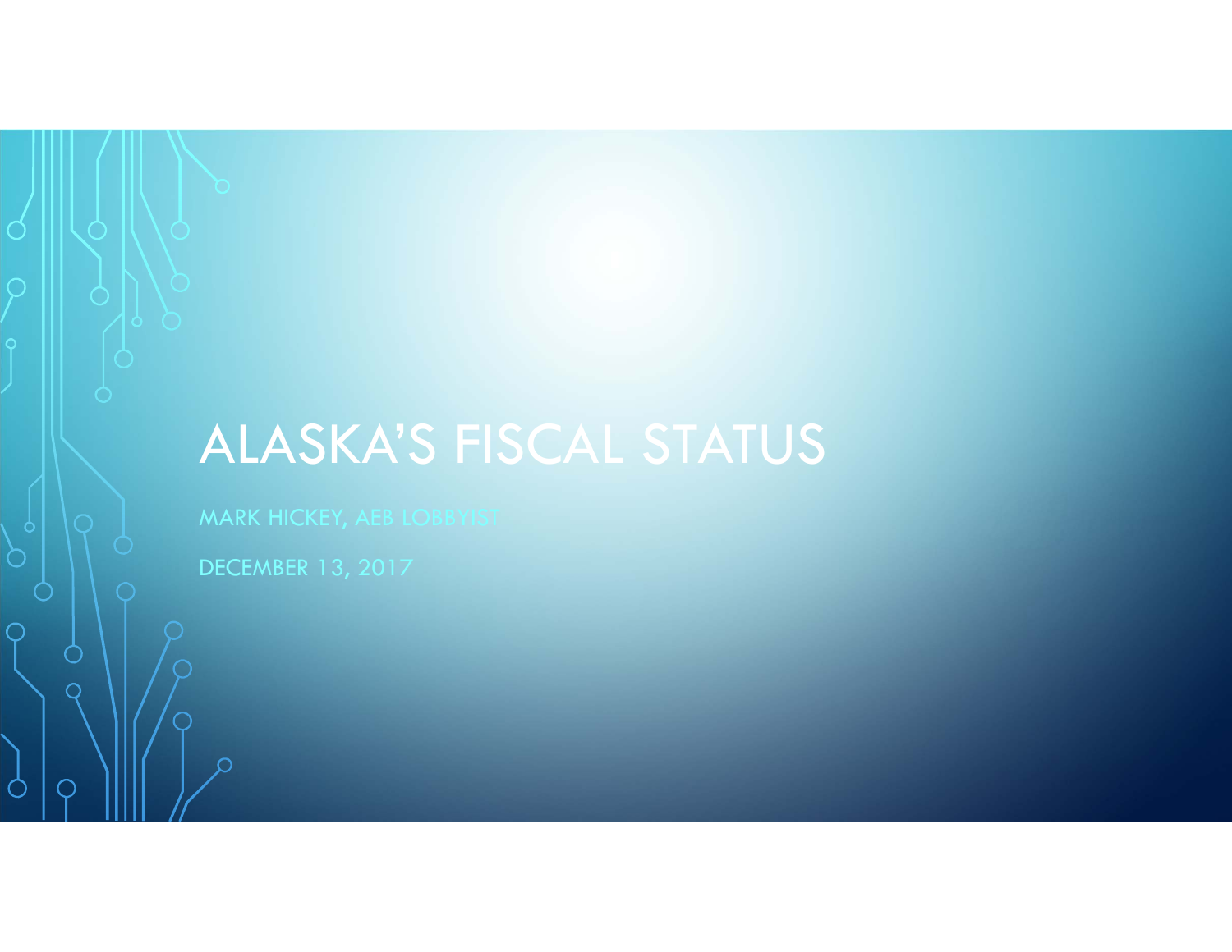# ALASKA'S FISCAL STATUS

MARK HICKEY, AEB LOBBYIST

DECEMBER 13, 2017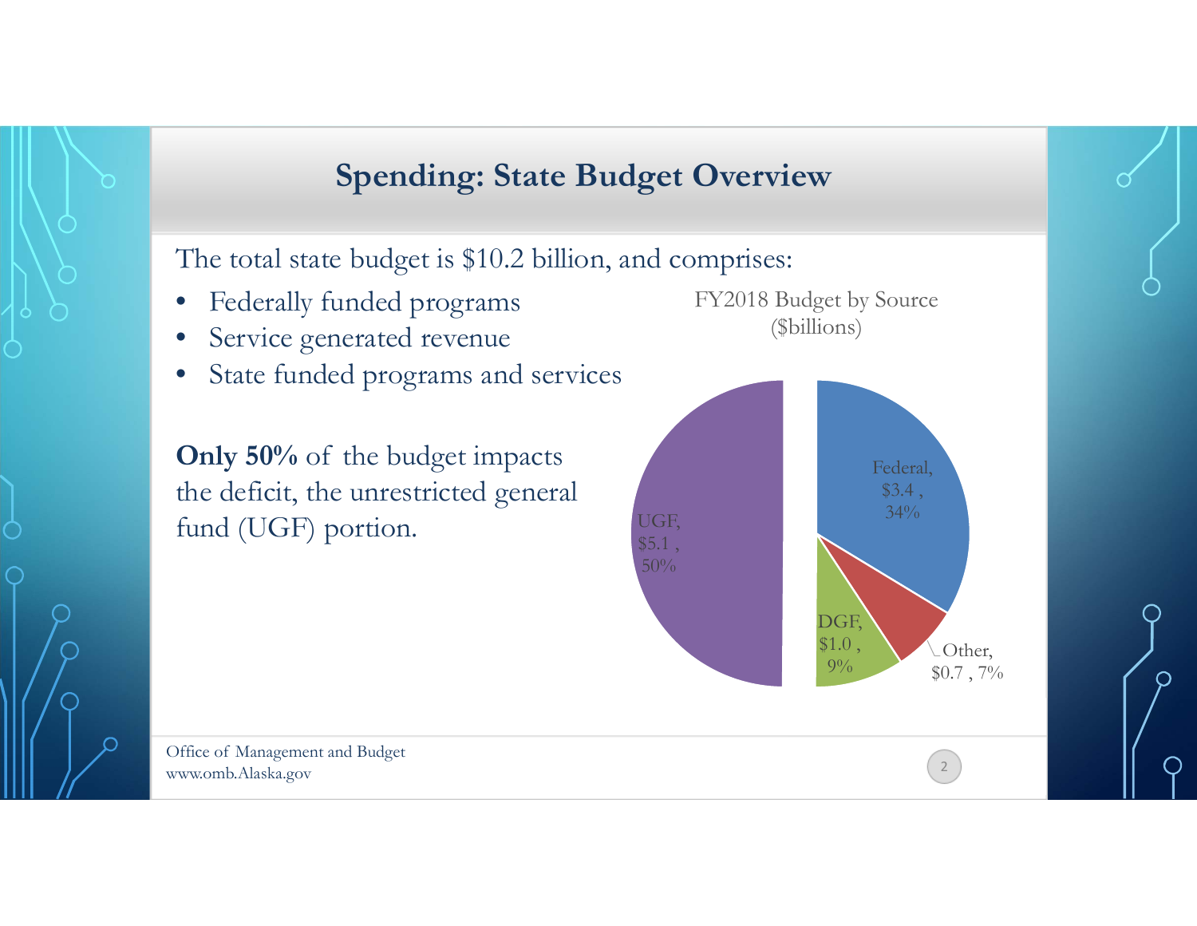## Spending: State Budget Overview

The total state budget is $10.2 billion, and comprises:

- Federally funded programs
- Service generated revenue
- State funded programs and services

**Only 50%** of the budget impacts the deficit, the unrestricted general fund (UGF) portion.

FY2018 Budget by Source ($billions)

| Source | $billions | % |
|---|---|---|
| UGF | $5.1 | 50% |
| Federal | $3.4 | 34% |
| DGF | $1.0 | 9% |
| Other | $0.7 | 7% |

Office of Management and Budget
www.omb.Alaska.gov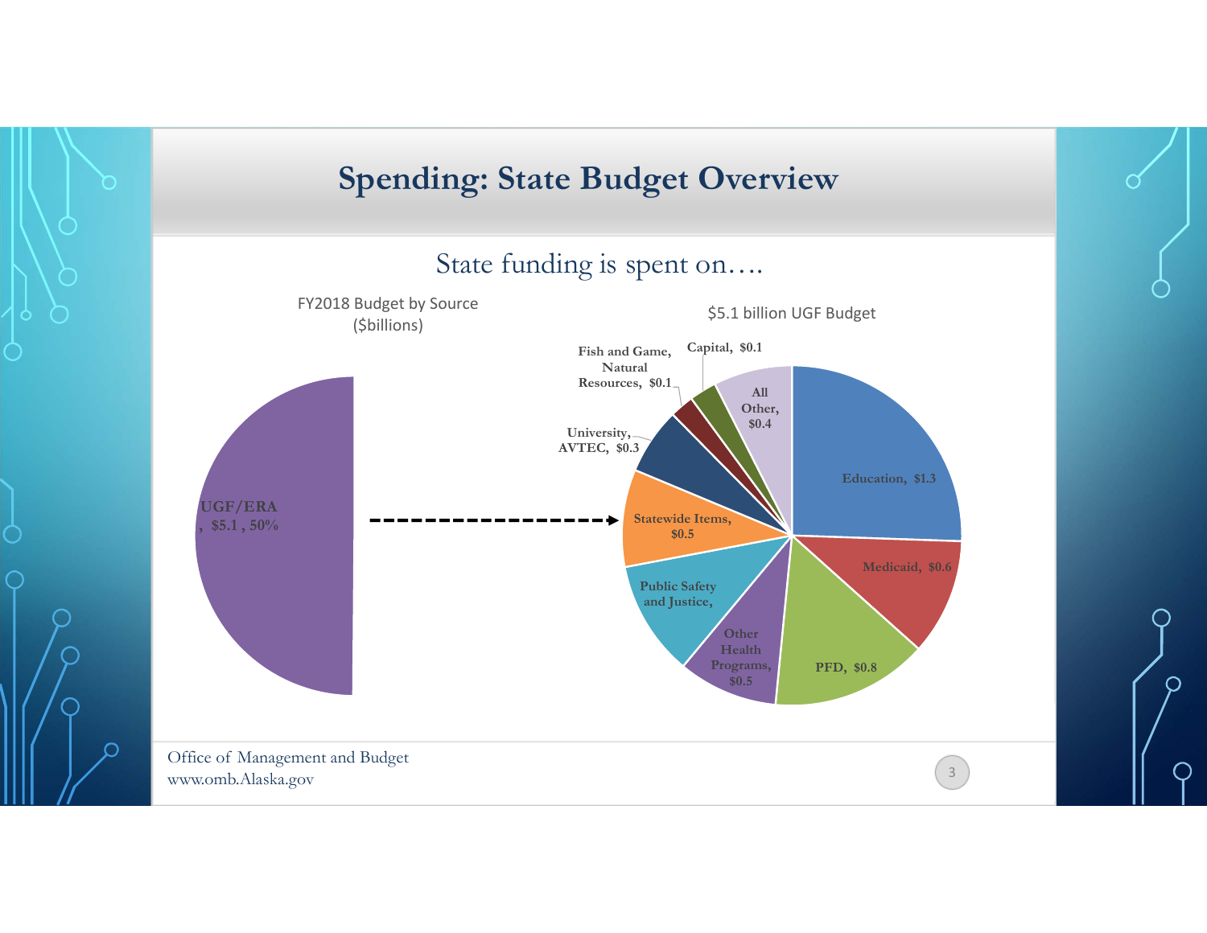# Spending: State Budget Overview

## State funding is spent on….

FY2018 Budget by Source ($billions)

UGF/ERA, $5.1 , 50%

$5.1 billion UGF Budget

- Education, $1.3
- Medicaid, $0.6
- PFD, $0.8
- Other Health Programs, $0.5
- Public Safety and Justice,
- Statewide Items, $0.5
- University, AVTEC, $0.3
- Fish and Game, Natural Resources, $0.1
- Capital, $0.1
- All Other, $0.4

Office of Management and Budget
www.omb.Alaska.gov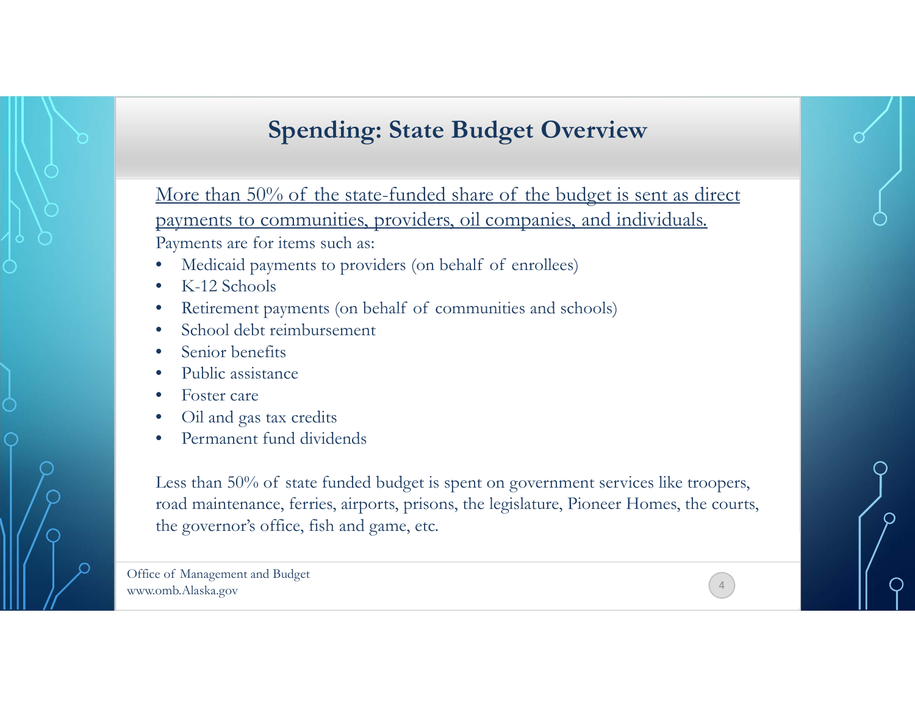## Spending: State Budget Overview

More than 50% of the state-funded share of the budget is sent as direct payments to communities, providers, oil companies, and individuals.

Payments are for items such as:

- Medicaid payments to providers (on behalf of enrollees)
- K-12 Schools
- Retirement payments (on behalf of communities and schools)
- School debt reimbursement
- Senior benefits
- Public assistance
- Foster care
- Oil and gas tax credits
- Permanent fund dividends

Less than 50% of state funded budget is spent on government services like troopers, road maintenance, ferries, airports, prisons, the legislature, Pioneer Homes, the courts, the governor's office, fish and game, etc.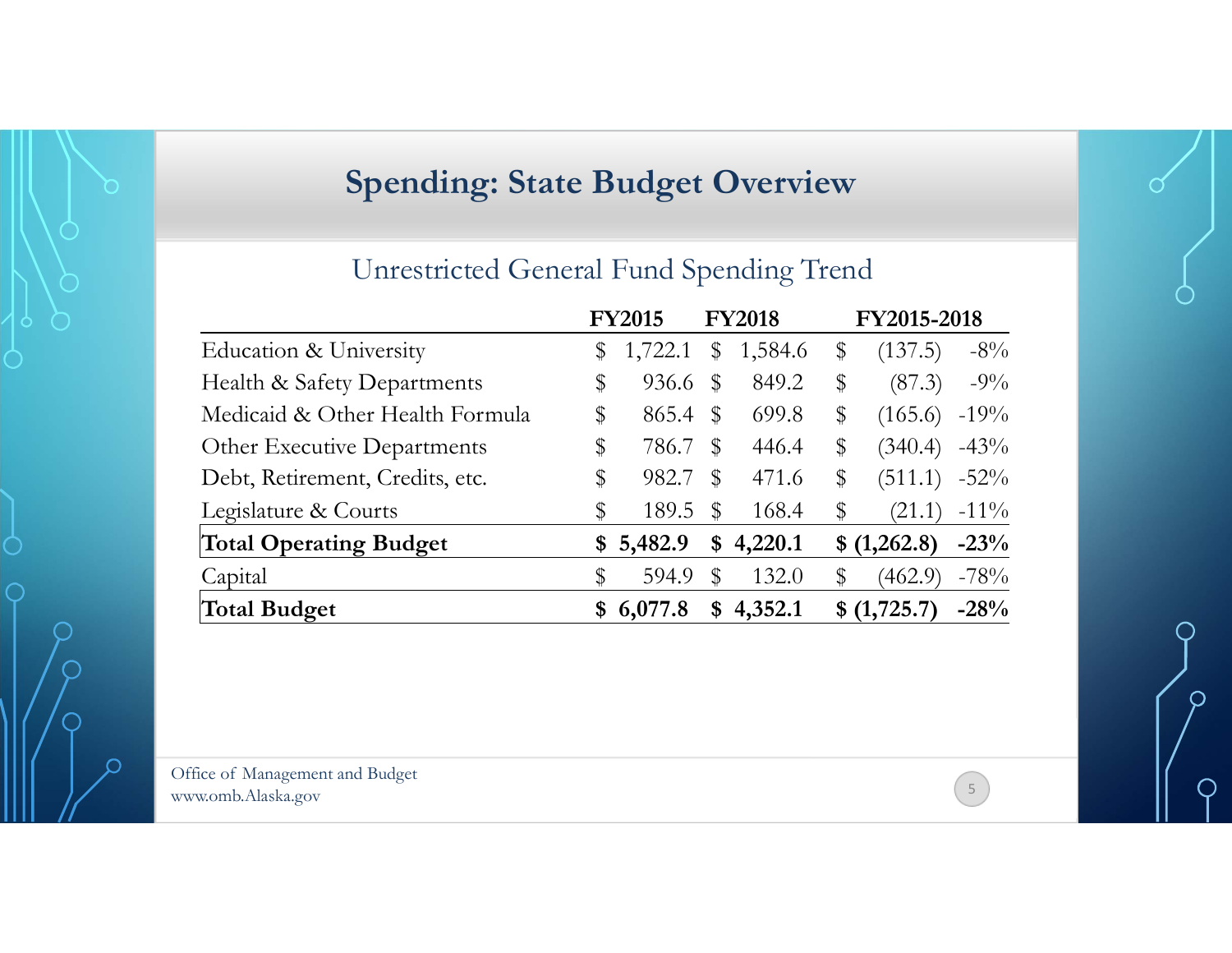# Spending: State Budget Overview

## Unrestricted General Fund Spending Trend

| | FY2015 | FY2018 | FY2015-2018 | |
|---|---|---|---|---|
| Education & University | $ 1,722.1 | $ 1,584.6 | $ (137.5) | -8% |
| Health & Safety Departments | $ 936.6 | $ 849.2 | $ (87.3) | -9% |
| Medicaid & Other Health Formula | $ 865.4 | $ 699.8 | $ (165.6) | -19% |
| Other Executive Departments | $ 786.7 | $ 446.4 | $ (340.4) | -43% |
| Debt, Retirement, Credits, etc. | $ 982.7 | $ 471.6 | $ (511.1) | -52% |
| Legislature & Courts | $ 189.5 | $ 168.4 | $ (21.1) | -11% |
| **Total Operating Budget** | **$ 5,482.9** | **$ 4,220.1** | **$ (1,262.8)** | **-23%** |
| Capital | $ 594.9 | $ 132.0 | $ (462.9) | -78% |
| **Total Budget** | **$ 6,077.8** | **$ 4,352.1** | **$ (1,725.7)** | **-28%** |

Office of Management and Budget
www.omb.Alaska.gov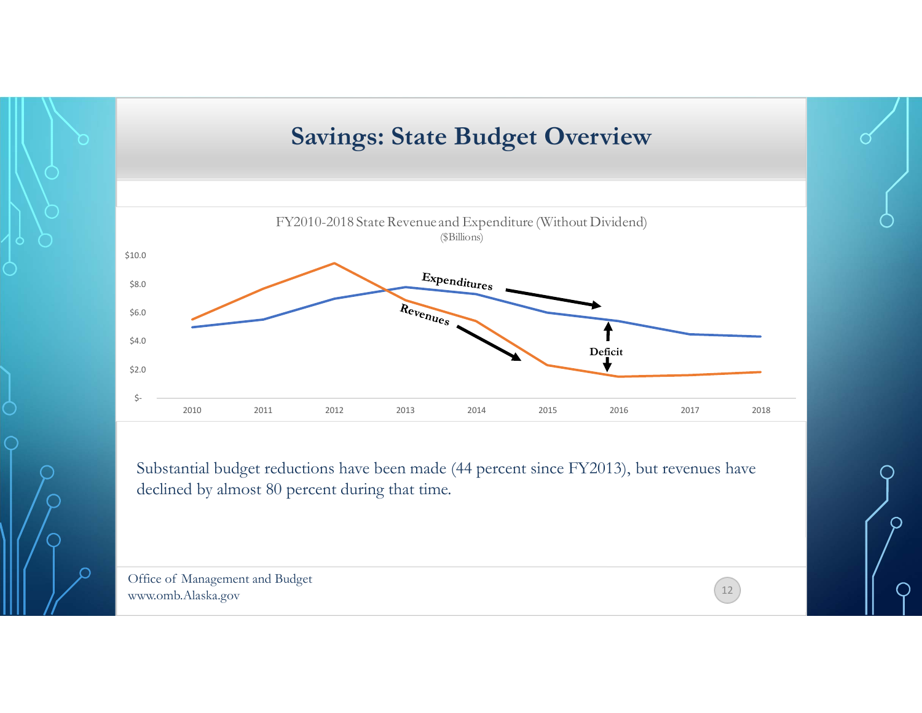# Savings: State Budget Overview

FY2010-2018 State Revenue and Expenditure (Without Dividend)
($Billions)

Substantial budget reductions have been made (44 percent since FY2013), but revenues have declined by almost 80 percent during that time.

Office of Management and Budget
www.omb.Alaska.gov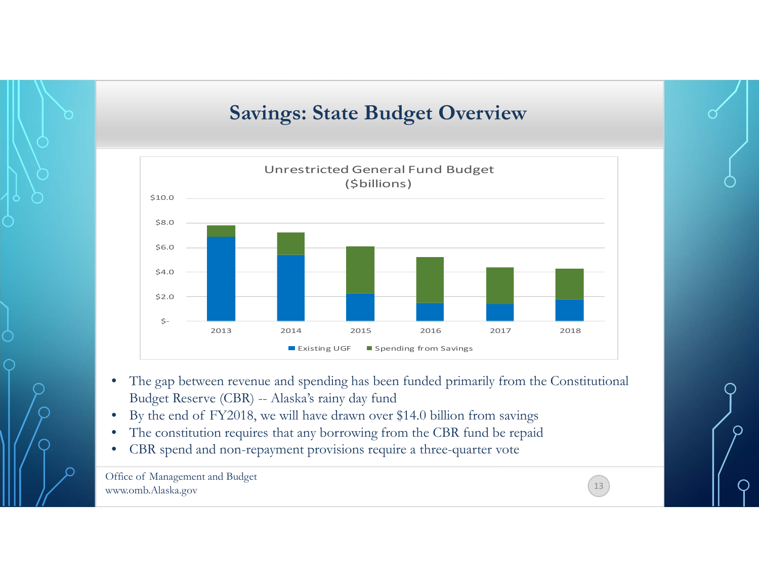# Savings: State Budget Overview

Unrestricted General Fund Budget ($billions)

- The gap between revenue and spending has been funded primarily from the Constitutional Budget Reserve (CBR) -- Alaska's rainy day fund
- By the end of FY2018, we will have drawn over $14.0 billion from savings
- The constitution requires that any borrowing from the CBR fund be repaid
- CBR spend and non-repayment provisions require a three-quarter vote

Office of Management and Budget
www.omb.Alaska.gov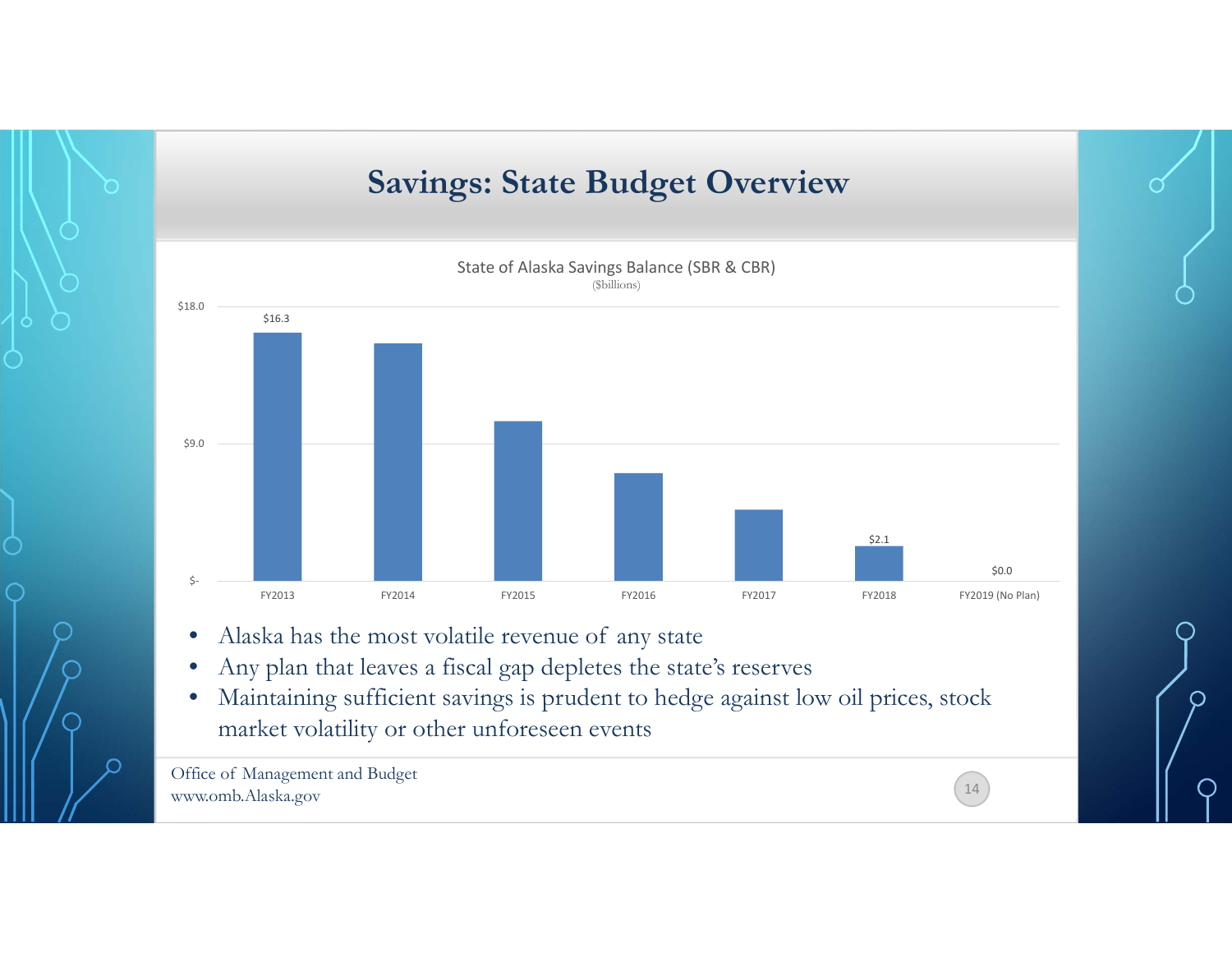# Savings: State Budget Overview

State of Alaska Savings Balance (SBR & CBR)
($billions)

| Fiscal Year | Balance |
|---|---|
| FY2013 | $16.3 |
| FY2014 | |
| FY2015 | |
| FY2016 | |
| FY2017 | |
| FY2018 | $2.1 |
| FY2019 (No Plan) | $0.0 |

- Alaska has the most volatile revenue of any state
- Any plan that leaves a fiscal gap depletes the state's reserves
- Maintaining sufficient savings is prudent to hedge against low oil prices, stock market volatility or other unforeseen events

Office of Management and Budget
www.omb.Alaska.gov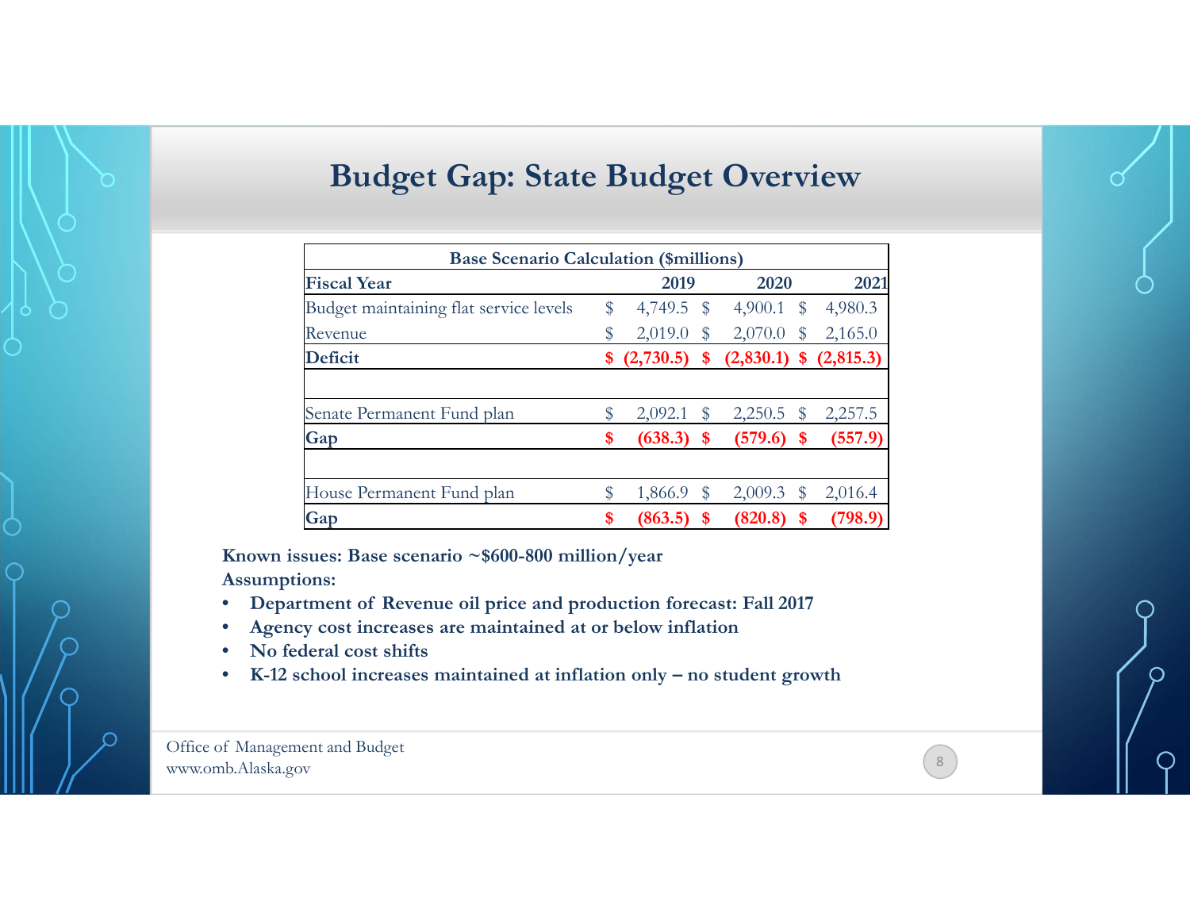# Budget Gap: State Budget Overview

| Base Scenario Calculation ($millions) | | | |
|---|---|---|---|
| **Fiscal Year** | **2019** | **2020** | **2021** |
| Budget maintaining flat service levels | $ 4,749.5 | $ 4,900.1 | $ 4,980.3 |
| Revenue | $ 2,019.0 | $ 2,070.0 | $ 2,165.0 |
| **Deficit** | **$ (2,730.5)** | **$ (2,830.1)** | **$ (2,815.3)** |
| | | | |
| Senate Permanent Fund plan | $ 2,092.1 | $ 2,250.5 | $ 2,257.5 |
| **Gap** | **$ (638.3)** | **$ (579.6)** | **$ (557.9)** |
| | | | |
| House Permanent Fund plan | $ 1,866.9 | $ 2,009.3 | $ 2,016.4 |
| **Gap** | **$ (863.5)** | **$ (820.8)** | **$ (798.9)** |

**Known issues: Base scenario ~$600-800 million/year**

**Assumptions:**

- **Department of Revenue oil price and production forecast: Fall 2017**
- **Agency cost increases are maintained at or below inflation**
- **No federal cost shifts**
- **K-12 school increases maintained at inflation only – no student growth**

Office of Management and Budget
www.omb.Alaska.gov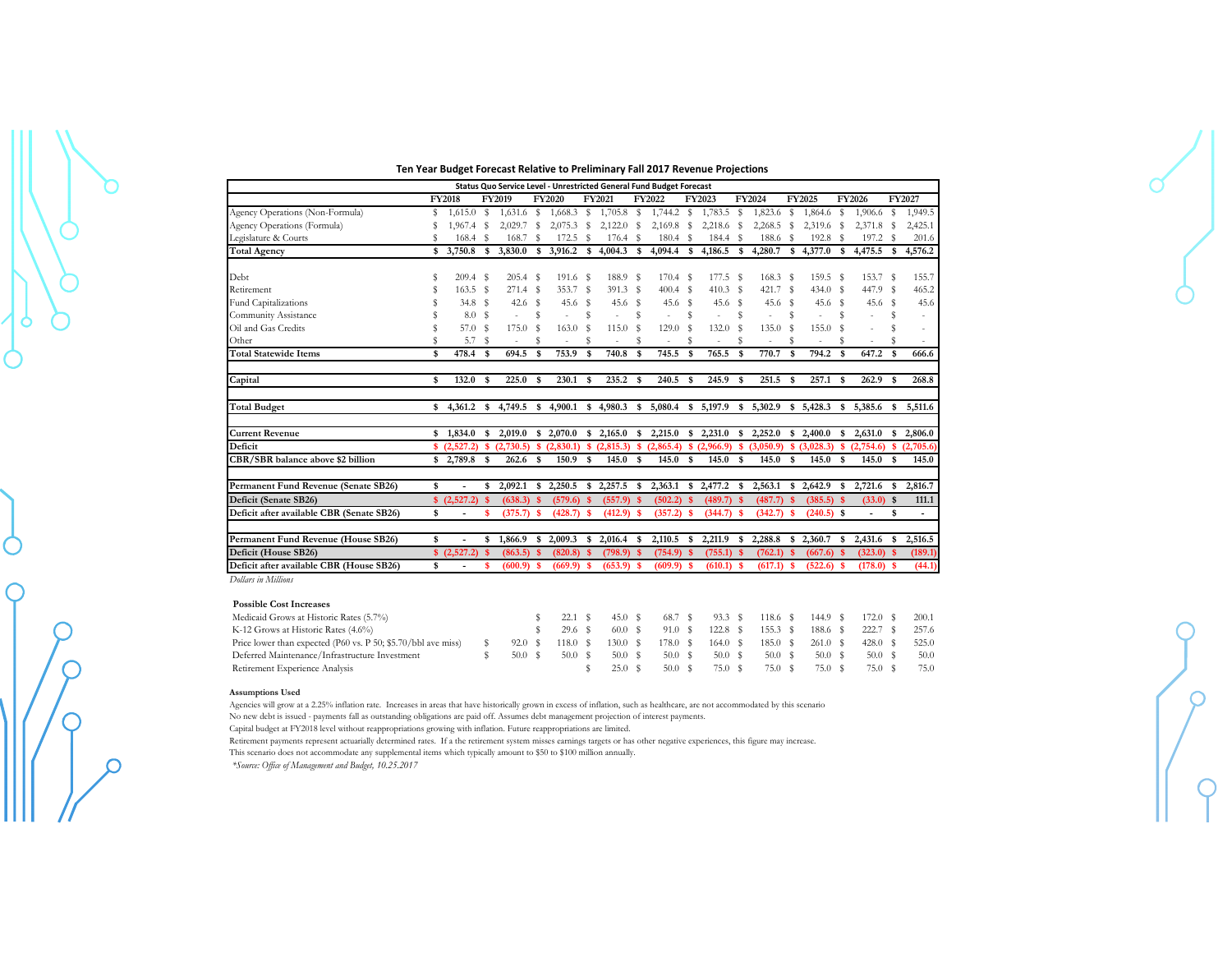### Ten Year Budget Forecast Relative to Preliminary Fall 2017 Revenue Projections

| Status Quo Service Level - Unrestricted General Fund Budget Forecast | FY2018 | FY2019 | FY2020 | FY2021 | FY2022 | FY2023 | FY2024 | FY2025 | FY2026 | FY2027 |
|---|---|---|---|---|---|---|---|---|---|---|
| Agency Operations (Non-Formula) | $ 1,615.0 | $ 1,631.6 | $ 1,668.3 | $ 1,705.8 | $ 1,744.2 | $ 1,783.5 | $ 1,823.6 | $ 1,864.6 | $ 1,906.6 | $ 1,949.5 |
| Agency Operations (Formula) | $ 1,967.4 | $ 2,029.7 | $ 2,075.3 | $ 2,122.0 | $ 2,169.8 | $ 2,218.6 | $ 2,268.5 | $ 2,319.6 | $ 2,371.8 | $ 2,425.1 |
| Legislature & Courts | $ 168.4 | $ 168.7 | $ 172.5 | $ 176.4 | $ 180.4 | $ 184.4 | $ 188.6 | $ 192.8 | $ 197.2 | $ 201.6 |
| **Total Agency** | **$ 3,750.8** | **$ 3,830.0** | **$ 3,916.2** | **$ 4,004.3** | **$ 4,094.4** | **$ 4,186.5** | **$ 4,280.7** | **$ 4,377.0** | **$ 4,475.5** | **$ 4,576.2** |
| | | | | | | | | | | |
| Debt | $ 209.4 | $ 205.4 | $ 191.6 | $ 188.9 | $ 170.4 | $ 177.5 | $ 168.3 | $ 159.5 | $ 153.7 | $ 155.7 |
| Retirement | $ 163.5 | $ 271.4 | $ 353.7 | $ 391.3 | $ 400.4 | $ 410.3 | $ 421.7 | $ 434.0 | $ 447.9 | $ 465.2 |
| Fund Capitalizations | $ 34.8 | $ 42.6 | $ 45.6 | $ 45.6 | $ 45.6 | $ 45.6 | $ 45.6 | $ 45.6 | $ 45.6 | $ 45.6 |
| Community Assistance | $ 8.0 | $ - | $ - | $ - | $ - | $ - | $ - | $ - | $ - | $ - |
| Oil and Gas Credits | $ 57.0 | $ 175.0 | $ 163.0 | $ 115.0 | $ 129.0 | $ 132.0 | $ 135.0 | $ 155.0 | $ - | $ - |
| Other | $ 5.7 | $ - | $ - | $ - | $ - | $ - | $ - | $ - | $ - | $ - |
| **Total Statewide Items** | **$ 478.4** | **$ 694.5** | **$ 753.9** | **$ 740.8** | **$ 745.5** | **$ 765.5** | **$ 770.7** | **$ 794.2** | **$ 647.2** | **$ 666.6** |
| | | | | | | | | | | |
| **Capital** | **$ 132.0** | **$ 225.0** | **$ 230.1** | **$ 235.2** | **$ 240.5** | **$ 245.9** | **$ 251.5** | **$ 257.1** | **$ 262.9** | **$ 268.8** |
| | | | | | | | | | | |
| **Total Budget** | **$ 4,361.2** | **$ 4,749.5** | **$ 4,900.1** | **$ 4,980.3** | **$ 5,080.4** | **$ 5,197.9** | **$ 5,302.9** | **$ 5,428.3** | **$ 5,385.6** | **$ 5,511.6** |
| | | | | | | | | | | |
| **Current Revenue** | **$ 1,834.0** | **$ 2,019.0** | **$ 2,070.0** | **$ 2,165.0** | **$ 2,215.0** | **$ 2,231.0** | **$ 2,252.0** | **$ 2,400.0** | **$ 2,631.0** | **$ 2,806.0** |
| **Deficit** | **$ (2,527.2)** | **$ (2,730.5)** | **$ (2,830.1)** | **$ (2,815.3)** | **$ (2,865.4)** | **$ (2,966.9)** | **$ (3,050.9)** | **$ (3,028.3)** | **$ (2,754.6)** | **$ (2,705.6)** |
| **CBR/SBR balance above $2 billion** | **$ 2,789.8** | **$ 262.6** | **$ 150.9** | **$ 145.0** | **$ 145.0** | **$ 145.0** | **$ 145.0** | **$ 145.0** | **$ 145.0** | **$ 145.0** |
| | | | | | | | | | | |
| **Permanent Fund Revenue (Senate SB26)** | **$ -** | **$ 2,092.1** | **$ 2,250.5** | **$ 2,257.5** | **$ 2,363.1** | **$ 2,477.2** | **$ 2,563.1** | **$ 2,642.9** | **$ 2,721.6** | **$ 2,816.7** |
| **Deficit (Senate SB26)** | **$ (2,527.2)** | **$ (638.3)** | **$ (579.6)** | **$ (557.9)** | **$ (502.2)** | **$ (489.7)** | **$ (487.7)** | **$ (385.5)** | **$ (33.0)** | **$ 111.1** |
| **Deficit after available CBR (Senate SB26)** | **$ -** | **$ (375.7)** | **$ (428.7)** | **$ (412.9)** | **$ (357.2)** | **$ (344.7)** | **$ (342.7)** | **$ (240.5)** | **$ -** | **$ -** |
| | | | | | | | | | | |
| **Permanent Fund Revenue (House SB26)** | **$ -** | **$ 1,866.9** | **$ 2,009.3** | **$ 2,016.4** | **$ 2,110.5** | **$ 2,211.9** | **$ 2,288.8** | **$ 2,360.7** | **$ 2,431.6** | **$ 2,516.5** |
| **Deficit (House SB26)** | **$ (2,527.2)** | **$ (863.5)** | **$ (820.8)** | **$ (798.9)** | **$ (754.9)** | **$ (755.1)** | **$ (762.1)** | **$ (667.6)** | **$ (323.0)** | **$ (189.1)** |
| **Deficit after available CBR (House SB26)** | **$ -** | **$ (600.9)** | **$ (669.9)** | **$ (653.9)** | **$ (609.9)** | **$ (610.1)** | **$ (617.1)** | **$ (522.6)** | **$ (178.0)** | **$ (44.1)** |

*Dollars in Millions*

**Possible Cost Increases**

| | FY2018 | FY2019 | FY2020 | FY2021 | FY2022 | FY2023 | FY2024 | FY2025 | FY2026 | FY2027 |
|---|---|---|---|---|---|---|---|---|---|---|
| Medicaid Grows at Historic Rates (5.7%) | | | $ 22.1 | $ 45.0 | $ 68.7 | $ 93.3 | $ 118.6 | $ 144.9 | $ 172.0 | $ 200.1 |
| K-12 Grows at Historic Rates (4.6%) | | | $ 29.6 | $ 60.0 | $ 91.0 | $ 122.8 | $ 155.3 | $ 188.6 | $ 222.7 | $ 257.6 |
| Price lower than expected (P60 vs. P 50; $5.70/bbl ave miss) | | $ 92.0 | $ 118.0 | $ 130.0 | $ 178.0 | $ 164.0 | $ 185.0 | $ 261.0 | $ 428.0 | $ 525.0 |
| Deferred Maintenance/Infrastructure Investment | | $ 50.0 | $ 50.0 | $ 50.0 | $ 50.0 | $ 50.0 | $ 50.0 | $ 50.0 | $ 50.0 | $ 50.0 |
| Retirement Experience Analysis | | | | $ 25.0 | $ 50.0 | $ 75.0 | $ 75.0 | $ 75.0 | $ 75.0 | $ 75.0 |

**Assumptions Used**

Agencies will grow at a 2.25% inflation rate. Increases in areas that have historically grown in excess of inflation, such as healthcare, are not accommodated by this scenario

No new debt is issued - payments fall as outstanding obligations are paid off. Assumes debt management projection of interest payments.

Capital budget at FY2018 level without reappropriations growing with inflation. Future reappropriations are limited.

Retirement payments represent actuarially determined rates. If a the retirement system misses earnings targets or has other negative experiences, this figure may increase.

This scenario does not accommodate any supplemental items which typically amount to $50 to $100 million annually.

*\*Source: Office of Management and Budget, 10.25.2017*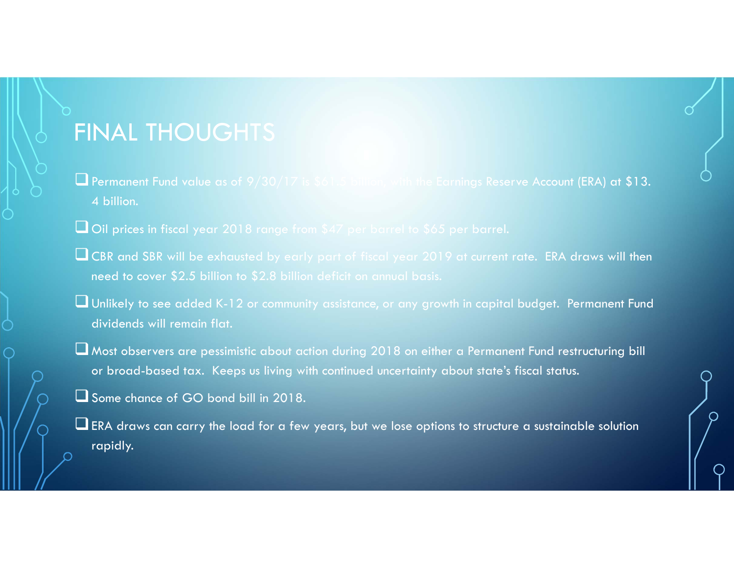# FINAL THOUGHTS

- Permanent Fund value as of 9/30/17 is $61.5 billion, with the Earnings Reserve Account (ERA) at $13.4 billion.
- Oil prices in fiscal year 2018 range from $47 per barrel to $65 per barrel.
- CBR and SBR will be exhausted by early part of fiscal year 2019 at current rate. ERA draws will then need to cover $2.5 billion to $2.8 billion deficit on annual basis.
- Unlikely to see added K-12 or community assistance, or any growth in capital budget. Permanent Fund dividends will remain flat.
- Most observers are pessimistic about action during 2018 on either a Permanent Fund restructuring bill or broad-based tax. Keeps us living with continued uncertainty about state's fiscal status.
- Some chance of GO bond bill in 2018.
- ERA draws can carry the load for a few years, but we lose options to structure a sustainable solution rapidly.